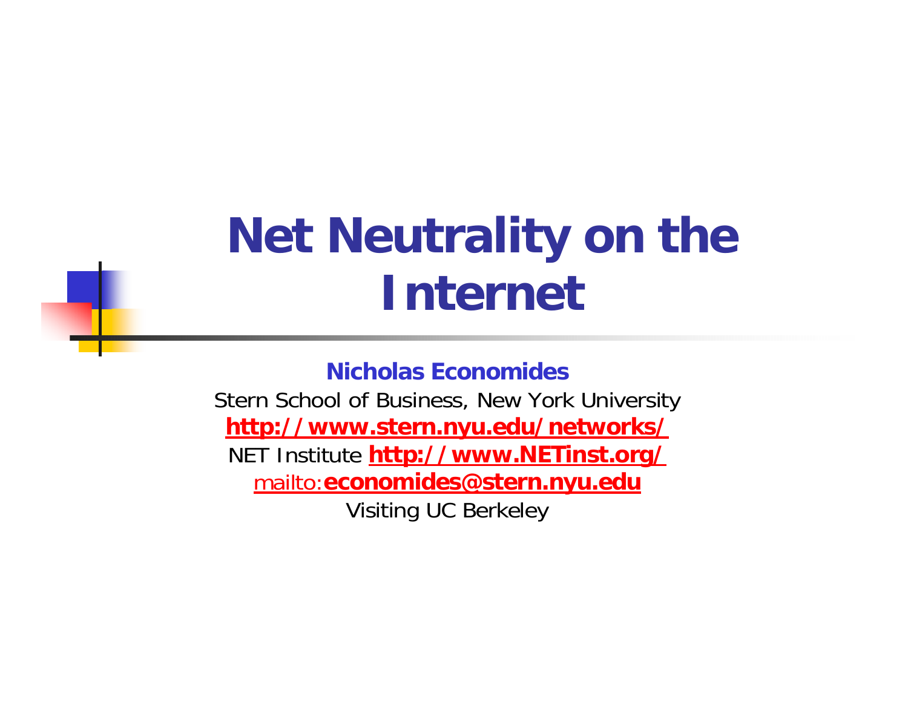# Net Neutrality on the Internet

**Nicholas Economides**

Stern School of Business, New York University

**http://www.stern.nyu.edu/networks/**

NET Institute **http://www.NETinst.org/**

mailto:**economides@stern.nyu.edu**

Visiting UC Berkeley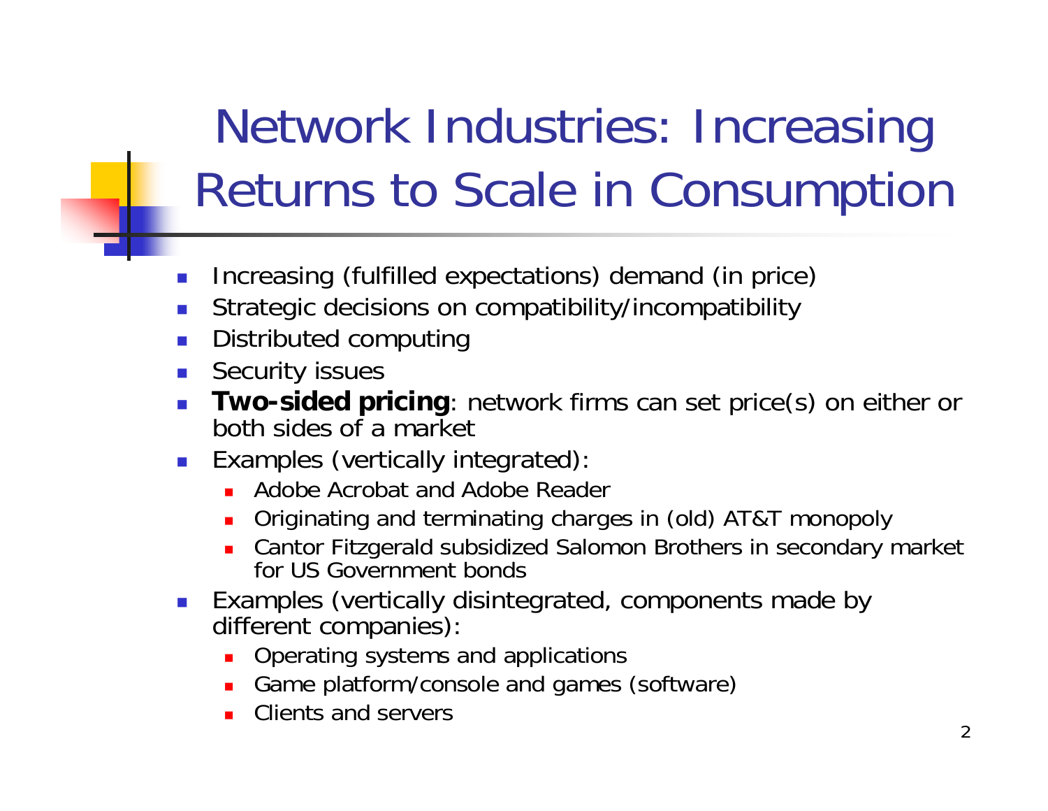# Network Industries: Increasing Returns to Scale in Consumption

- Increasing (fulfilled expectations) demand (in price)
- Strategic decisions on compatibility/incompatibility
- Distributed computing
- Security issues
- **Two-sided pricing**: network firms can set price(s) on either or both sides of a market
- Examples (vertically integrated):
  - Adobe Acrobat and Adobe Reader
  - Originating and terminating charges in (old) AT&T monopoly
  - Cantor Fitzgerald subsidized Salomon Brothers in secondary market for US Government bonds
- Examples (vertically disintegrated, components made by different companies):
  - Operating systems and applications
  - Game platform/console and games (software)
  - Clients and servers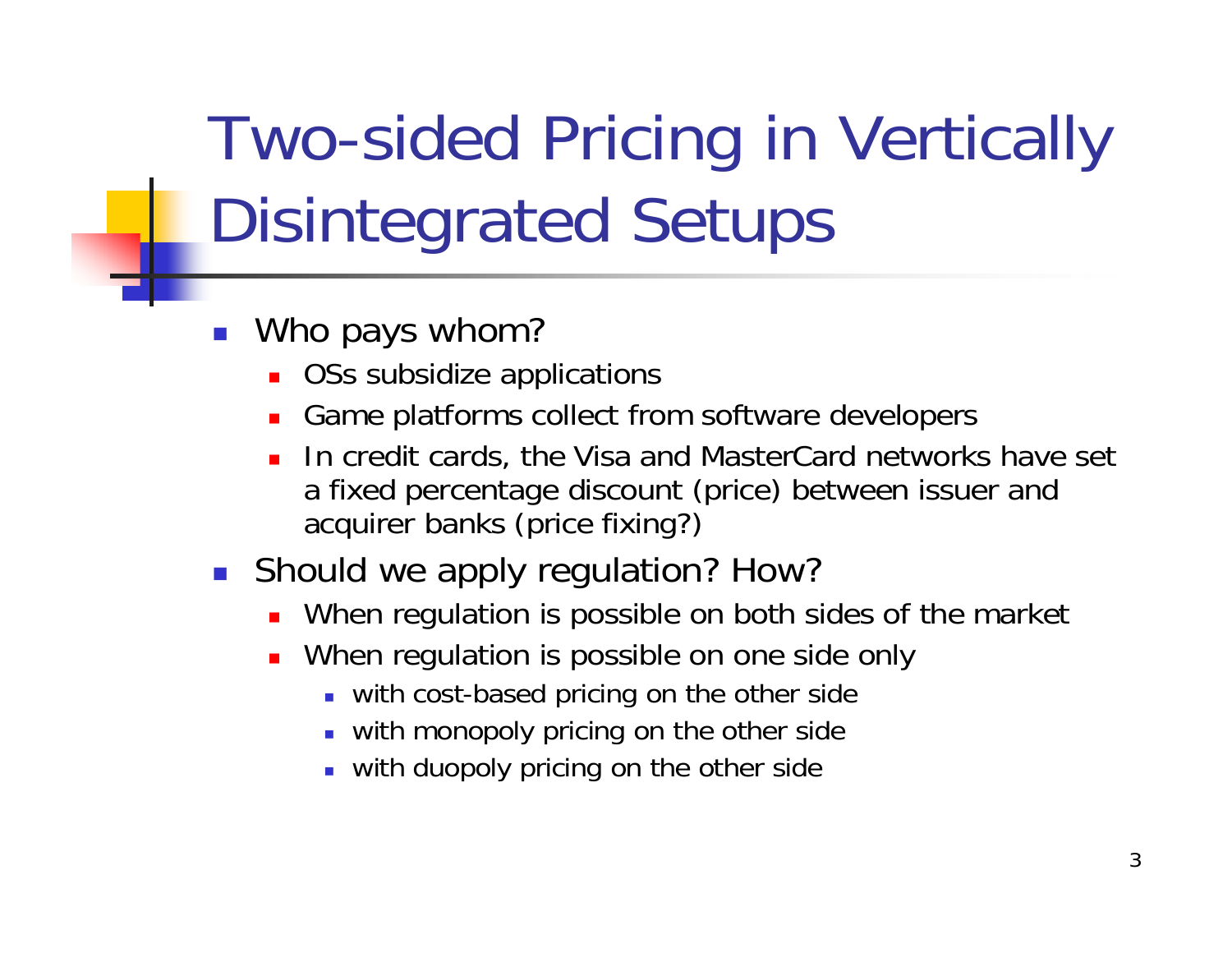# Two-sided Pricing in Vertically Disintegrated Setups

- Who pays whom?
  - OSs subsidize applications
  - Game platforms collect from software developers
  - In credit cards, the Visa and MasterCard networks have set a fixed percentage discount (price) between issuer and acquirer banks (price fixing?)
- Should we apply regulation? How?
  - When regulation is possible on both sides of the market
  - When regulation is possible on one side only
    - with cost-based pricing on the other side
    - with monopoly pricing on the other side
    - with duopoly pricing on the other side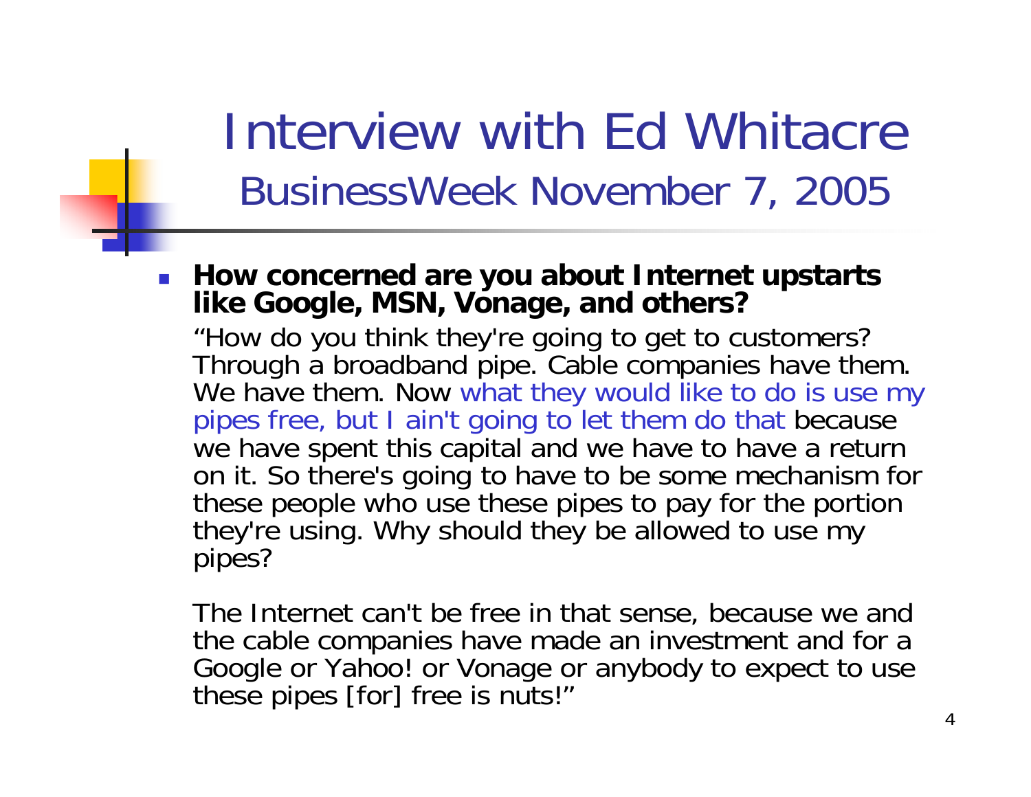# Interview with Ed Whitacre
## BusinessWeek November 7, 2005

- **How concerned are you about Internet upstarts like Google, MSN, Vonage, and others?**

  "How do you think they're going to get to customers? Through a broadband pipe. Cable companies have them. We have them. Now what they would like to do is use my pipes free, but I ain't going to let them do that because we have spent this capital and we have to have a return on it. So there's going to have to be some mechanism for these people who use these pipes to pay for the portion they're using. Why should they be allowed to use my pipes?

  The Internet can't be free in that sense, because we and the cable companies have made an investment and for a Google or Yahoo! or Vonage or anybody to expect to use these pipes [for] free is nuts!"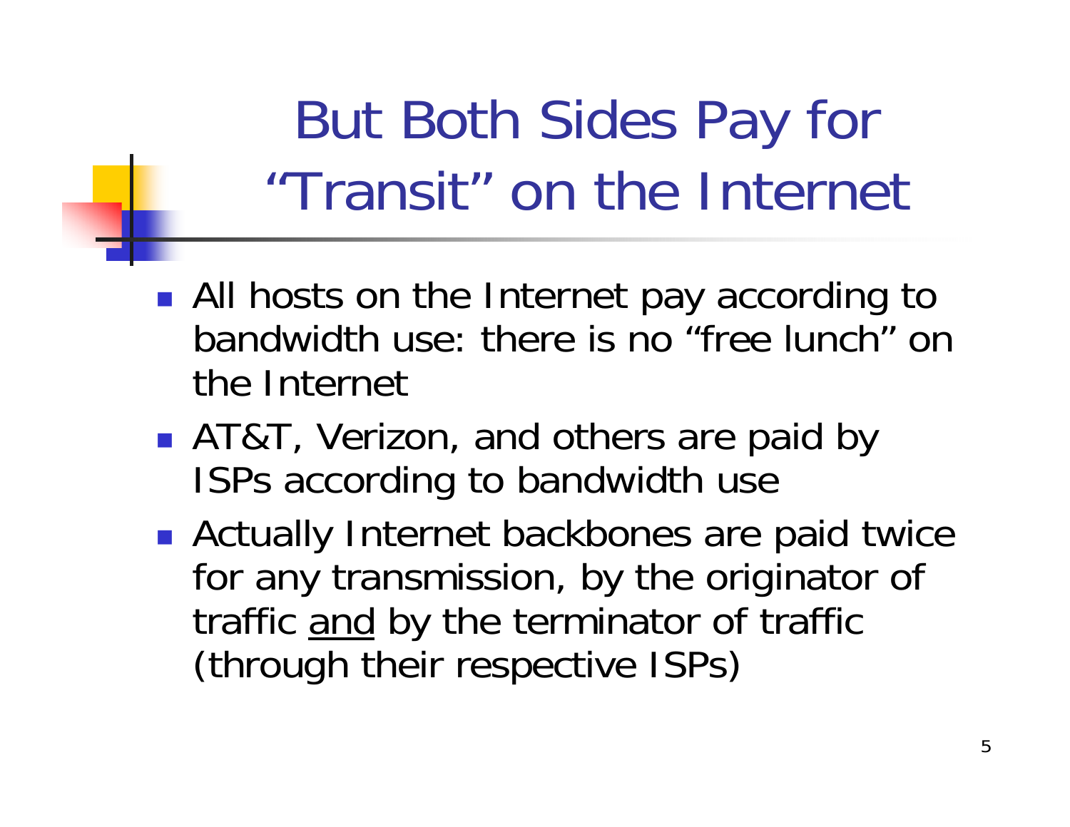# But Both Sides Pay for "Transit" on the Internet

- All hosts on the Internet pay according to bandwidth use: there is no "free lunch" on the Internet
- AT&T, Verizon, and others are paid by ISPs according to bandwidth use
- Actually Internet backbones are paid twice for any transmission, by the originator of traffic <u>and</u> by the terminator of traffic (through their respective ISPs)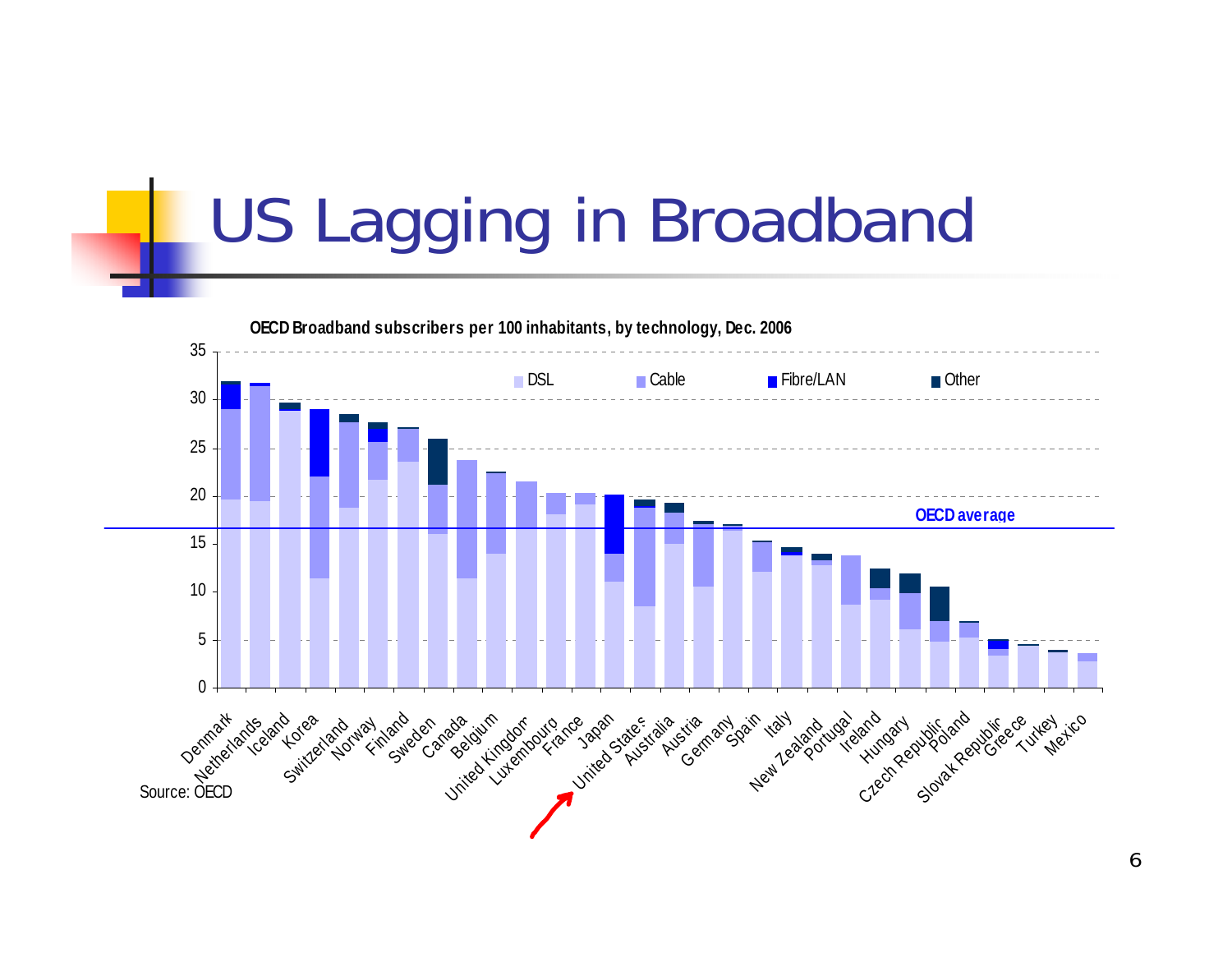# US Lagging in Broadband

**OECD Broadband subscribers per 100 inhabitants, by technology, Dec. 2006**

Legend: DSL, Cable, Fibre/LAN, Other

OECD average

Countries: Denmark, Netherlands, Iceland, Korea, Switzerland, Norway, Finland, Sweden, Canada, Belgium, United Kingdom, Luxembourg, France, Japan, United States, Australia, Austria, Germany, Spain, Italy, New Zealand, Portugal, Ireland, Hungary, Czech Republic, Poland, Slovak Republic, Greece, Turkey, Mexico

Source: OECD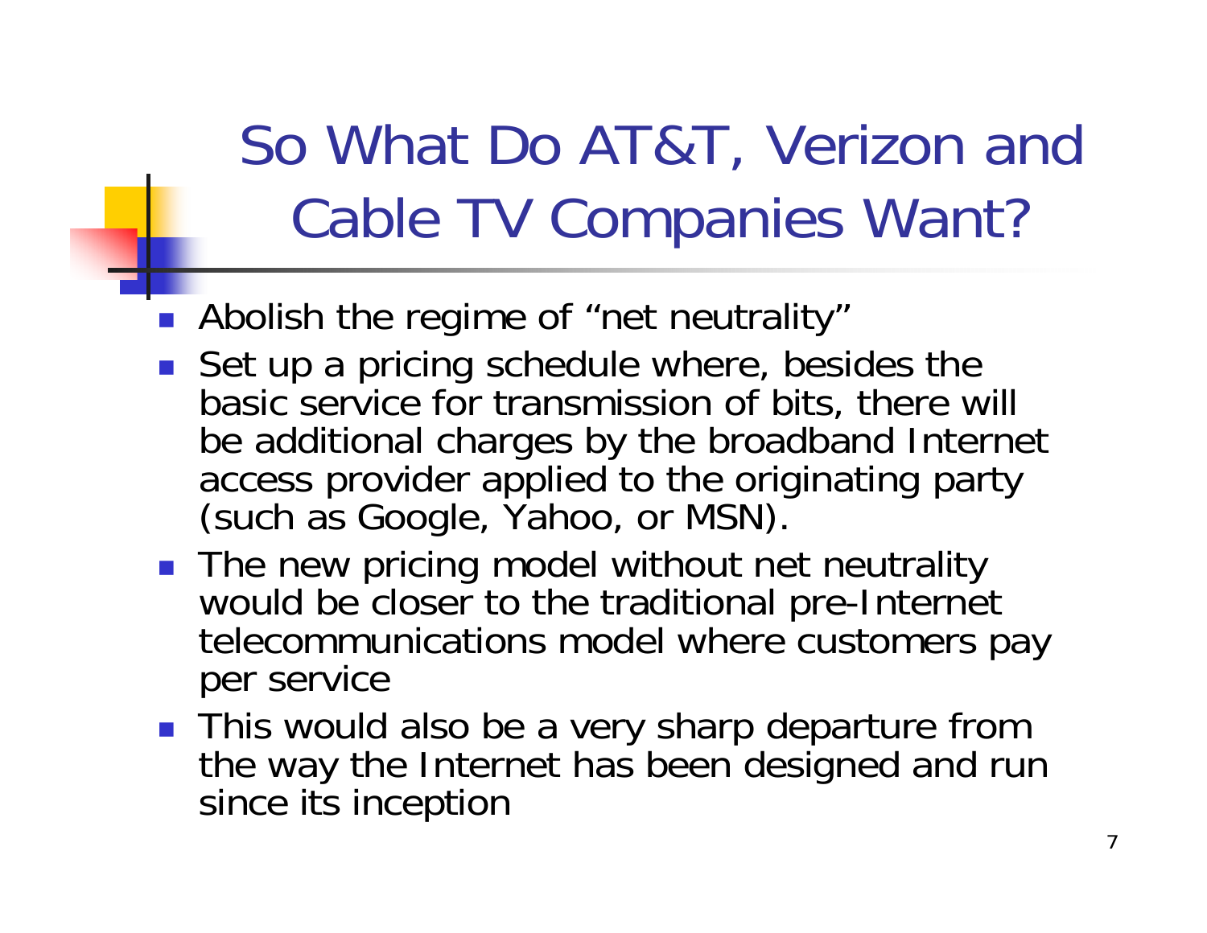# So What Do AT&T, Verizon and Cable TV Companies Want?

- Abolish the regime of "net neutrality"
- Set up a pricing schedule where, besides the basic service for transmission of bits, there will be additional charges by the broadband Internet access provider applied to the originating party (such as Google, Yahoo, or MSN).
- The new pricing model without net neutrality would be closer to the traditional pre-Internet telecommunications model where customers pay per service
- This would also be a very sharp departure from the way the Internet has been designed and run since its inception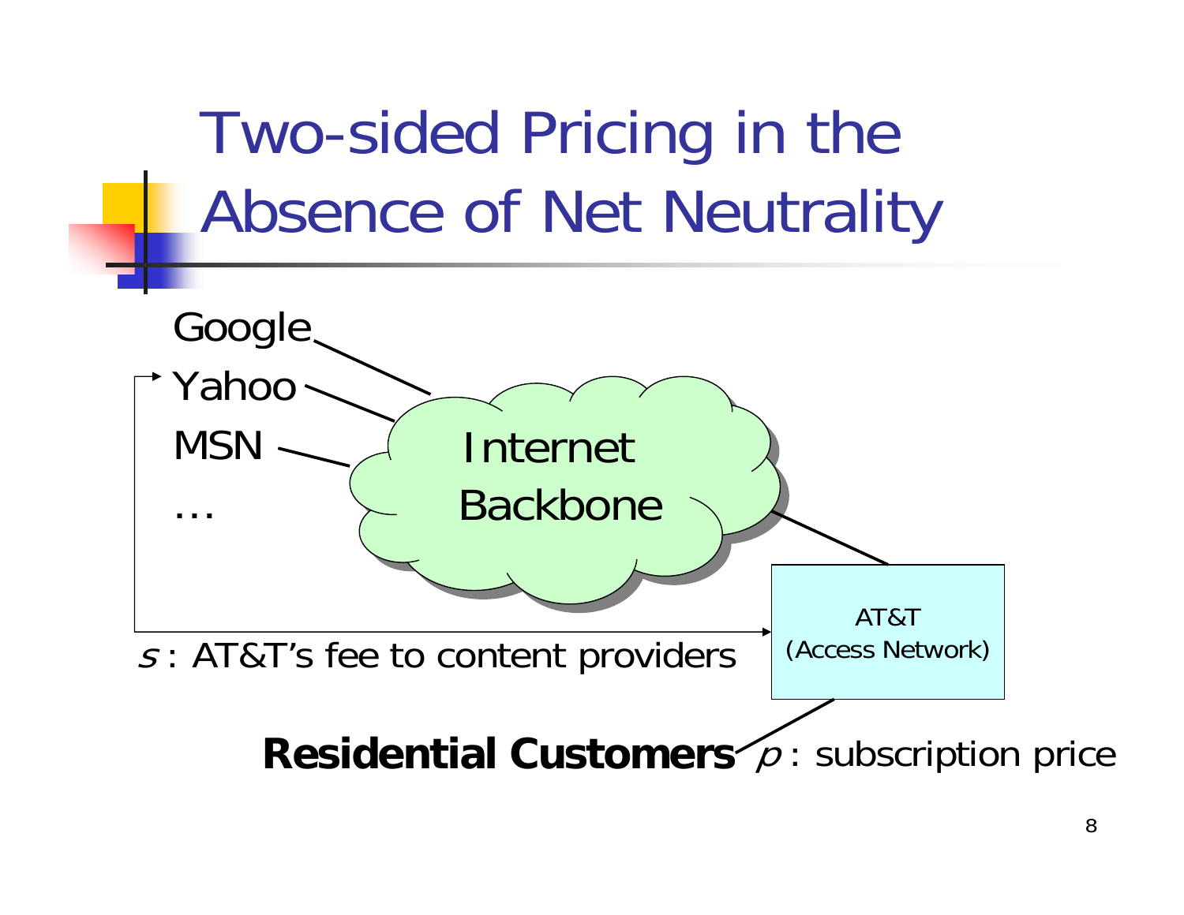# Two-sided Pricing in the Absence of Net Neutrality

Google

Yahoo

MSN

…

Internet Backbone

AT&T (Access Network)

$s$ : AT&T's fee to content providers

**Residential Customers** $p$ : subscription price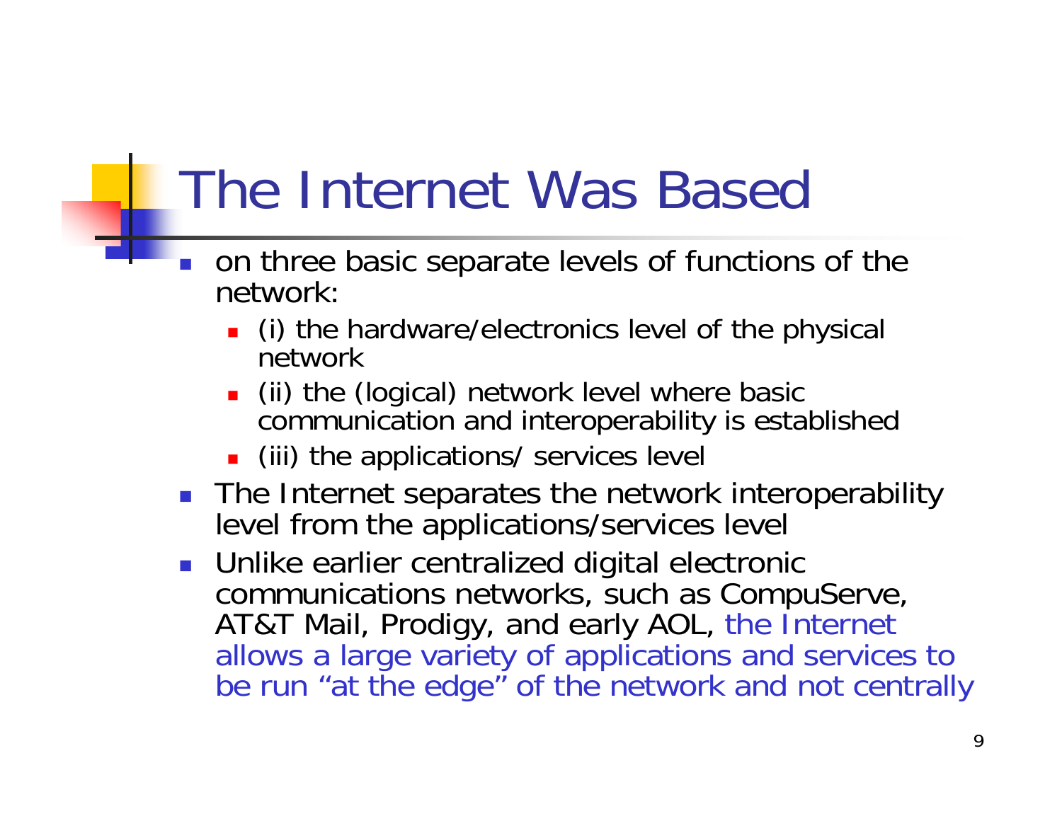# The Internet Was Based

- on three basic separate levels of functions of the network:
  - (i) the hardware/electronics level of the physical network
  - (ii) the (logical) network level where basic communication and interoperability is established
  - (iii) the applications/ services level
- The Internet separates the network interoperability level from the applications/services level
- Unlike earlier centralized digital electronic communications networks, such as CompuServe, AT&T Mail, Prodigy, and early AOL, the Internet allows a large variety of applications and services to be run "at the edge" of the network and not centrally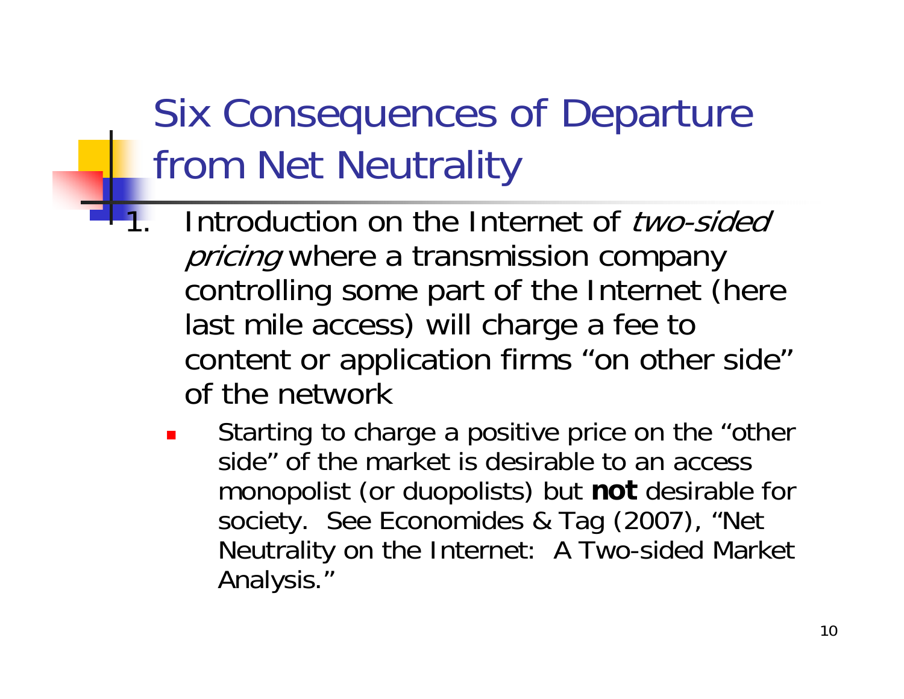# Six Consequences of Departure from Net Neutrality

1. Introduction on the Internet of *two-sided pricing* where a transmission company controlling some part of the Internet (here last mile access) will charge a fee to content or application firms "on other side" of the network
   - Starting to charge a positive price on the "other side" of the market is desirable to an access monopolist (or duopolists) but **not** desirable for society. See Economides & Tag (2007), "Net Neutrality on the Internet: A Two-sided Market Analysis."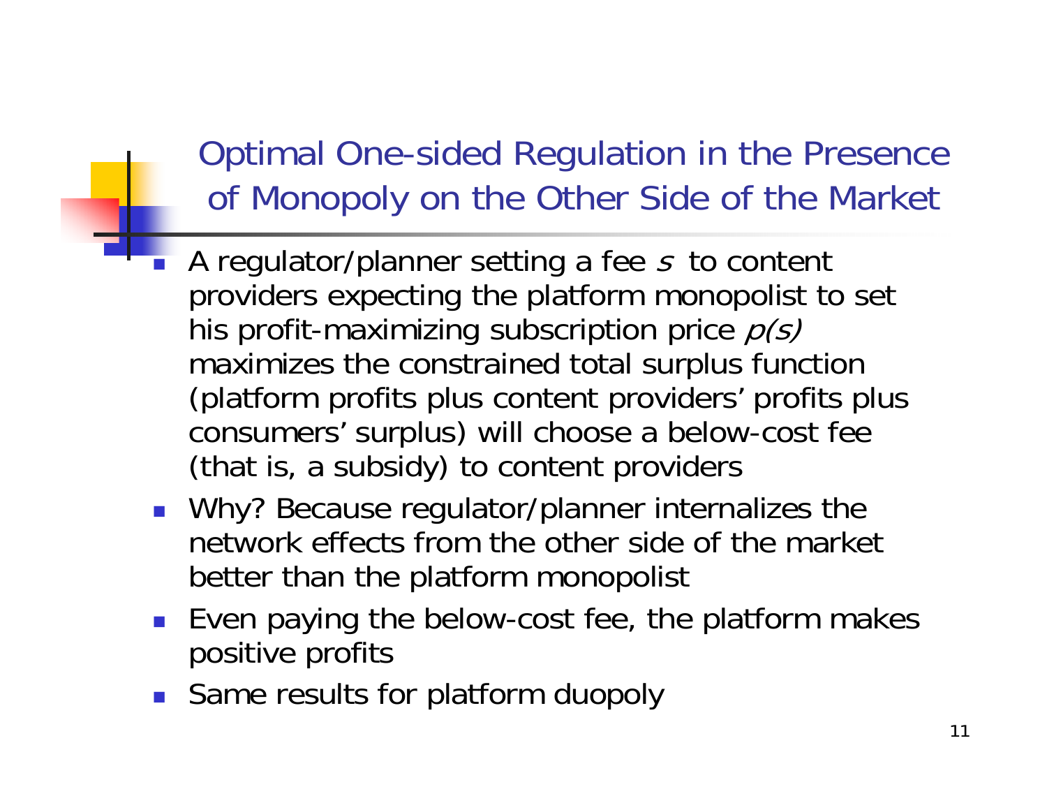## Optimal One-sided Regulation in the Presence of Monopoly on the Other Side of the Market

- A regulator/planner setting a fee $s$ to content providers expecting the platform monopolist to set his profit-maximizing subscription price $p(s)$ maximizes the constrained total surplus function (platform profits plus content providers' profits plus consumers' surplus) will choose a below-cost fee (that is, a subsidy) to content providers
- Why? Because regulator/planner internalizes the network effects from the other side of the market better than the platform monopolist
- Even paying the below-cost fee, the platform makes positive profits
- Same results for platform duopoly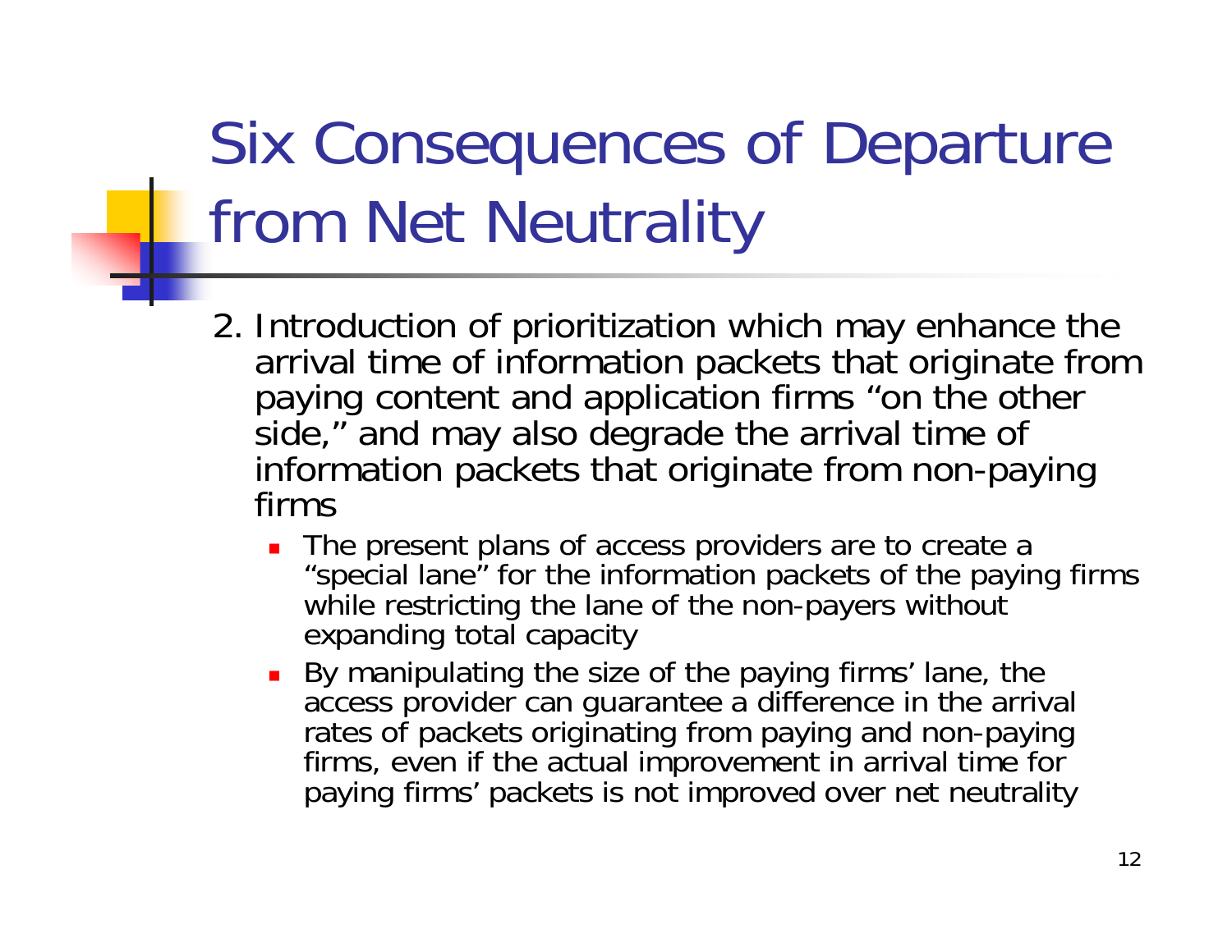# Six Consequences of Departure from Net Neutrality

2. Introduction of prioritization which may enhance the arrival time of information packets that originate from paying content and application firms "on the other side," and may also degrade the arrival time of information packets that originate from non-paying firms
   - The present plans of access providers are to create a "special lane" for the information packets of the paying firms while restricting the lane of the non-payers without expanding total capacity
   - By manipulating the size of the paying firms' lane, the access provider can guarantee a difference in the arrival rates of packets originating from paying and non-paying firms, even if the actual improvement in arrival time for paying firms' packets is not improved over net neutrality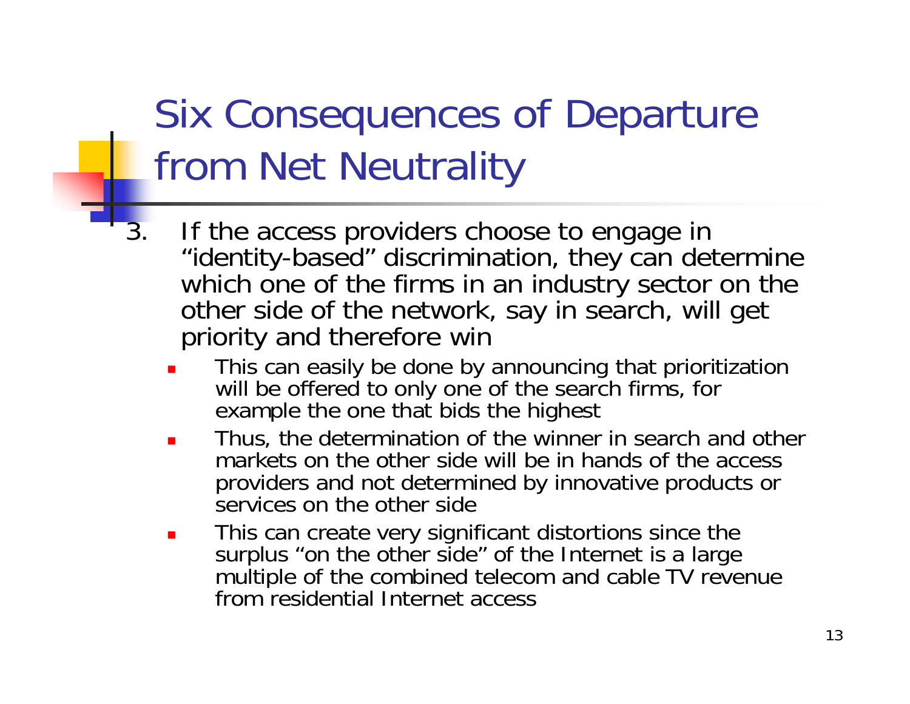# Six Consequences of Departure from Net Neutrality

3. If the access providers choose to engage in "identity-based" discrimination, they can determine which one of the firms in an industry sector on the other side of the network, say in search, will get priority and therefore win
   - This can easily be done by announcing that prioritization will be offered to only one of the search firms, for example the one that bids the highest
   - Thus, the determination of the winner in search and other markets on the other side will be in hands of the access providers and not determined by innovative products or services on the other side
   - This can create very significant distortions since the surplus "on the other side" of the Internet is a large multiple of the combined telecom and cable TV revenue from residential Internet access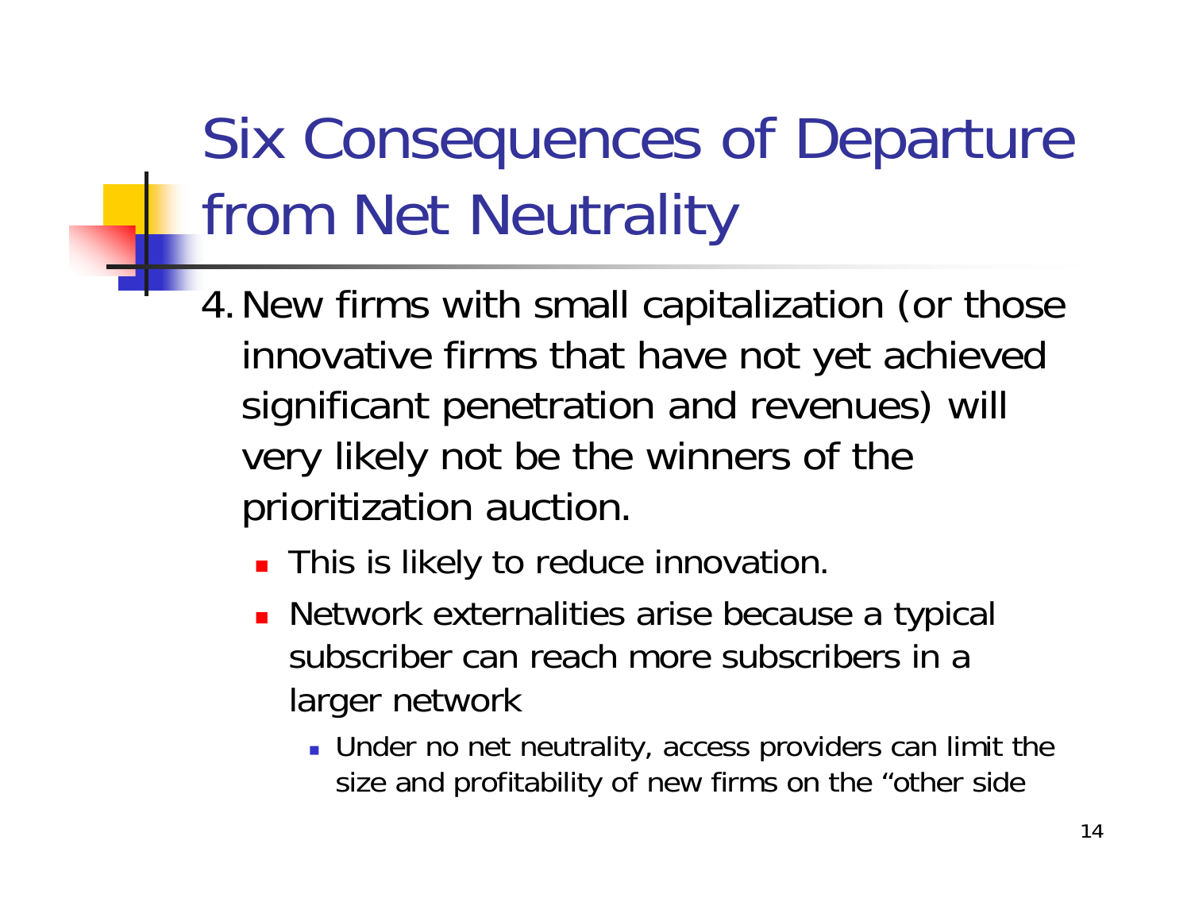# Six Consequences of Departure from Net Neutrality

4. New firms with small capitalization (or those innovative firms that have not yet achieved significant penetration and revenues) will very likely not be the winners of the prioritization auction.
   - This is likely to reduce innovation.
   - Network externalities arise because a typical subscriber can reach more subscribers in a larger network
     - Under no net neutrality, access providers can limit the size and profitability of new firms on the "other side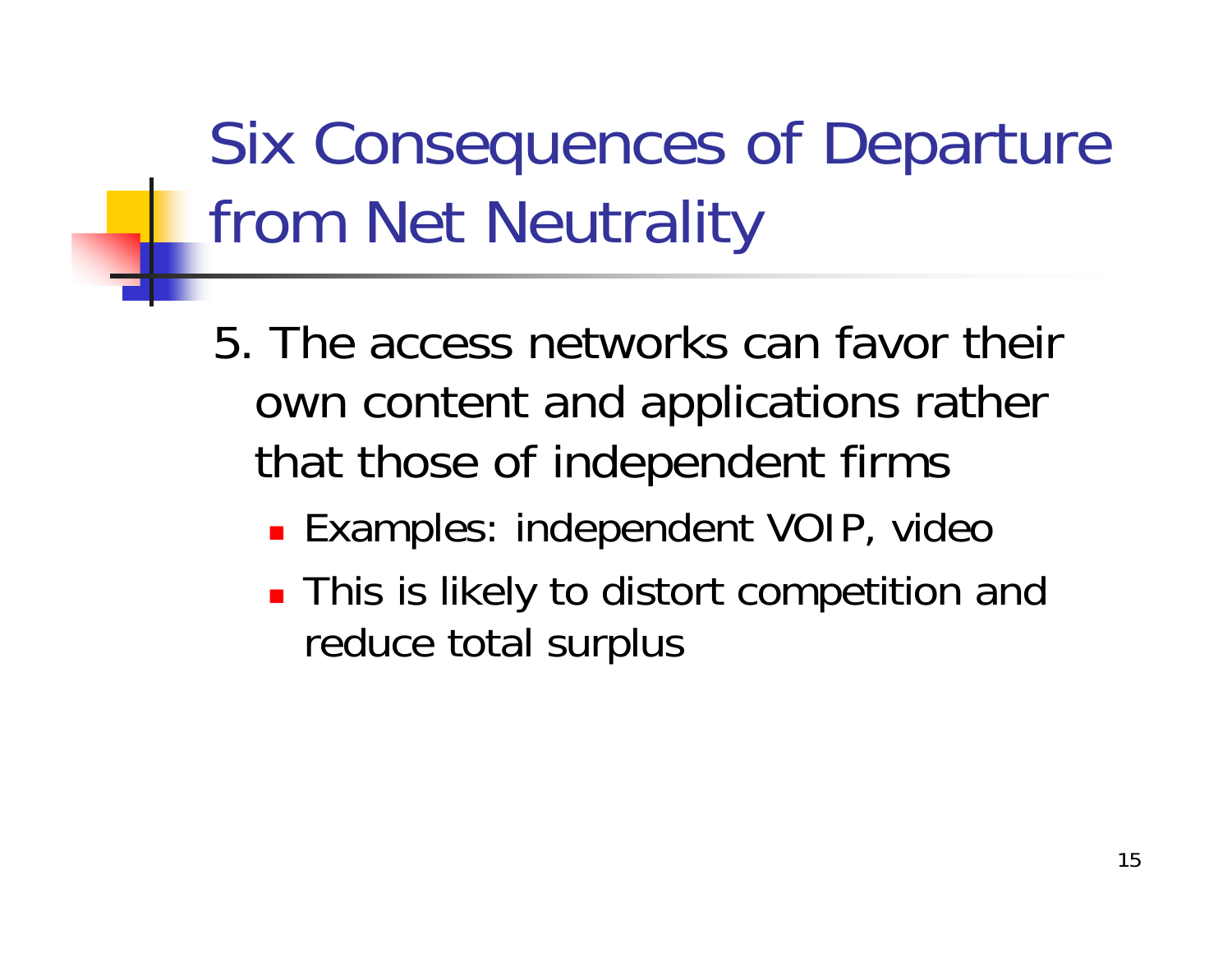# Six Consequences of Departure from Net Neutrality

5. The access networks can favor their own content and applications rather that those of independent firms

- Examples: independent VOIP, video
- This is likely to distort competition and reduce total surplus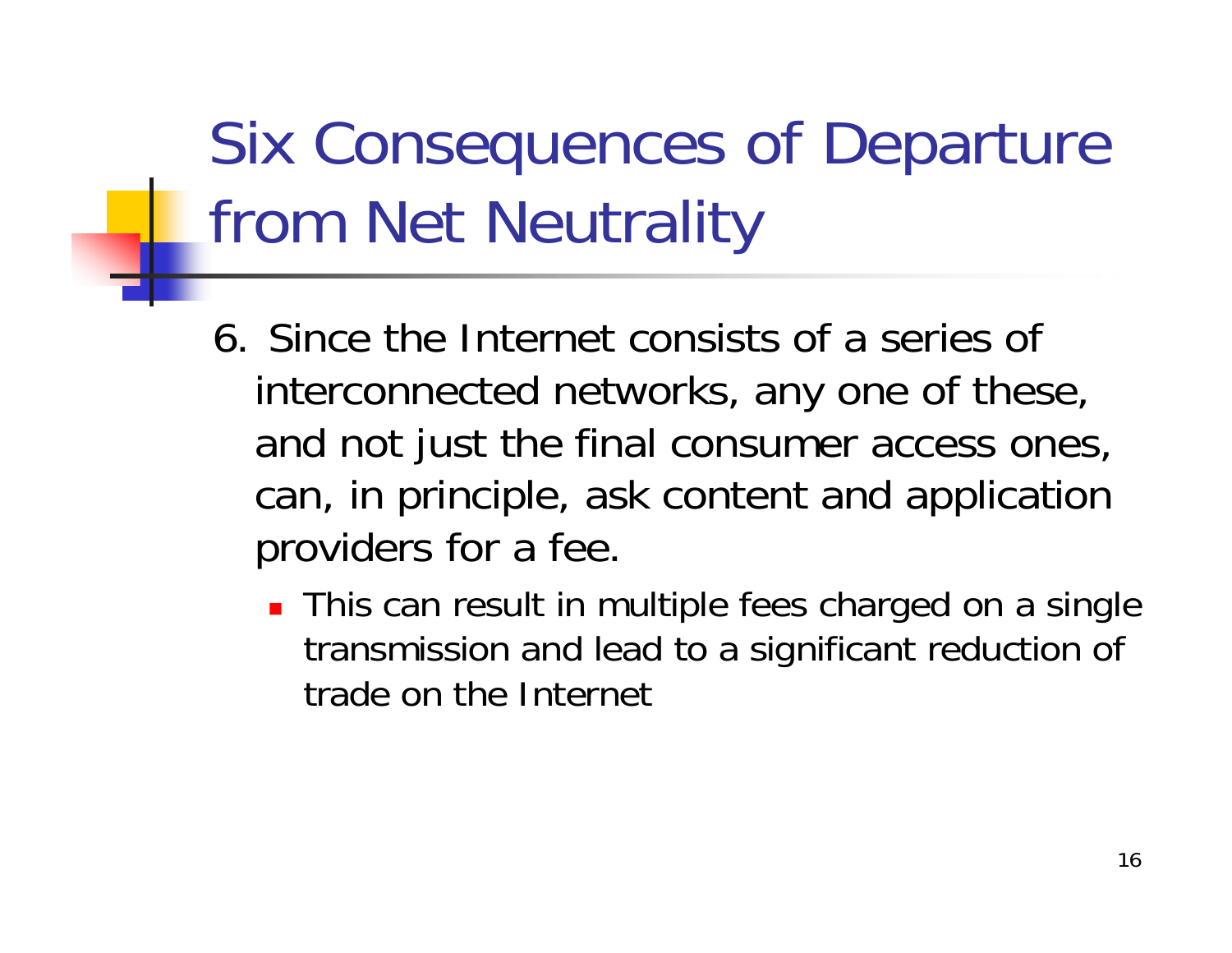# Six Consequences of Departure from Net Neutrality

6. Since the Internet consists of a series of interconnected networks, any one of these, and not just the final consumer access ones, can, in principle, ask content and application providers for a fee.
   - This can result in multiple fees charged on a single transmission and lead to a significant reduction of trade on the Internet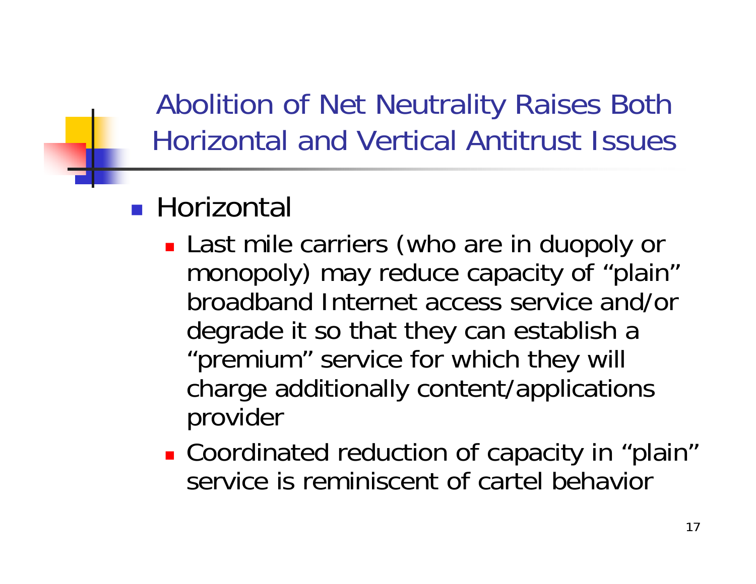# Abolition of Net Neutrality Raises Both Horizontal and Vertical Antitrust Issues

- Horizontal
  - Last mile carriers (who are in duopoly or monopoly) may reduce capacity of “plain” broadband Internet access service and/or degrade it so that they can establish a “premium” service for which they will charge additionally content/applications provider
  - Coordinated reduction of capacity in “plain” service is reminiscent of cartel behavior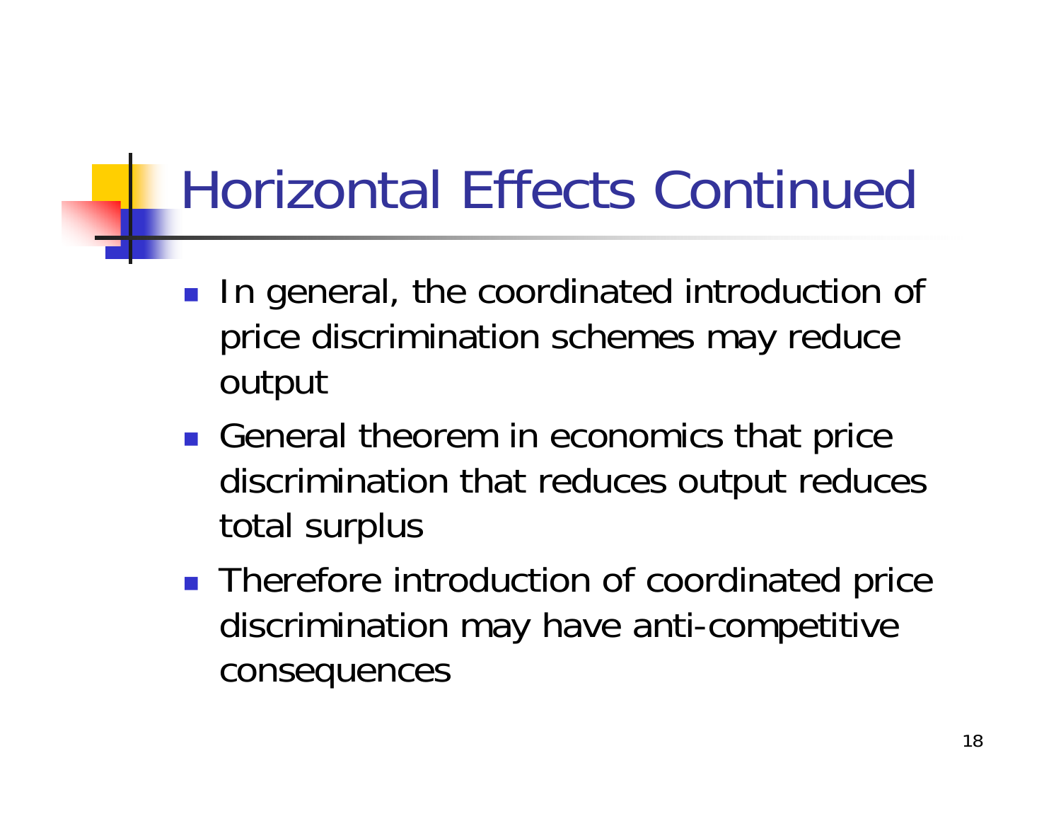# Horizontal Effects Continued

- In general, the coordinated introduction of price discrimination schemes may reduce output
- General theorem in economics that price discrimination that reduces output reduces total surplus
- Therefore introduction of coordinated price discrimination may have anti-competitive consequences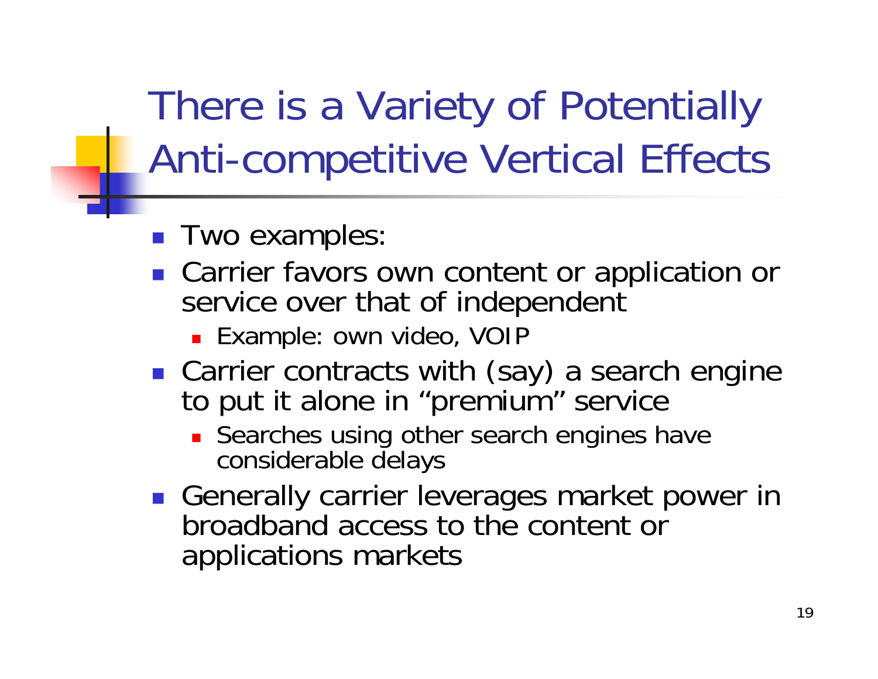# There is a Variety of Potentially Anti-competitive Vertical Effects

- Two examples:
- Carrier favors own content or application or service over that of independent
  - Example: own video, VOIP
- Carrier contracts with (say) a search engine to put it alone in "premium" service
  - Searches using other search engines have considerable delays
- Generally carrier leverages market power in broadband access to the content or applications markets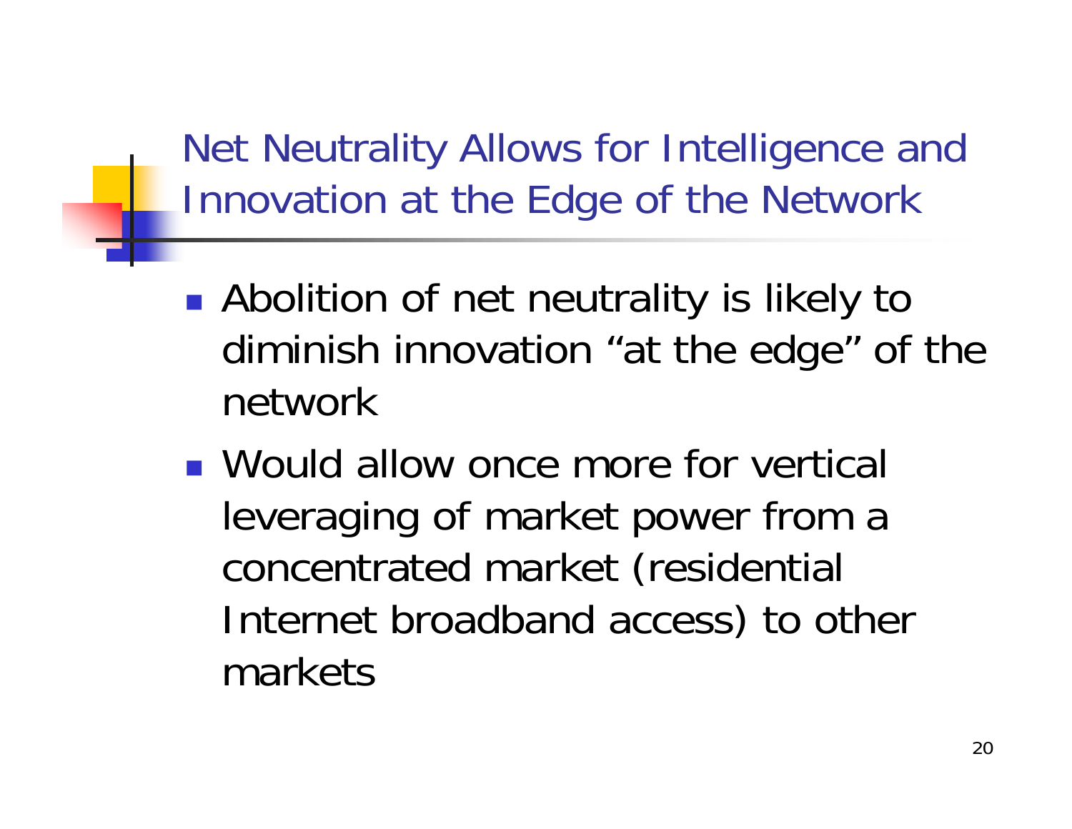# Net Neutrality Allows for Intelligence and Innovation at the Edge of the Network

- Abolition of net neutrality is likely to diminish innovation “at the edge” of the network
- Would allow once more for vertical leveraging of market power from a concentrated market (residential Internet broadband access) to other markets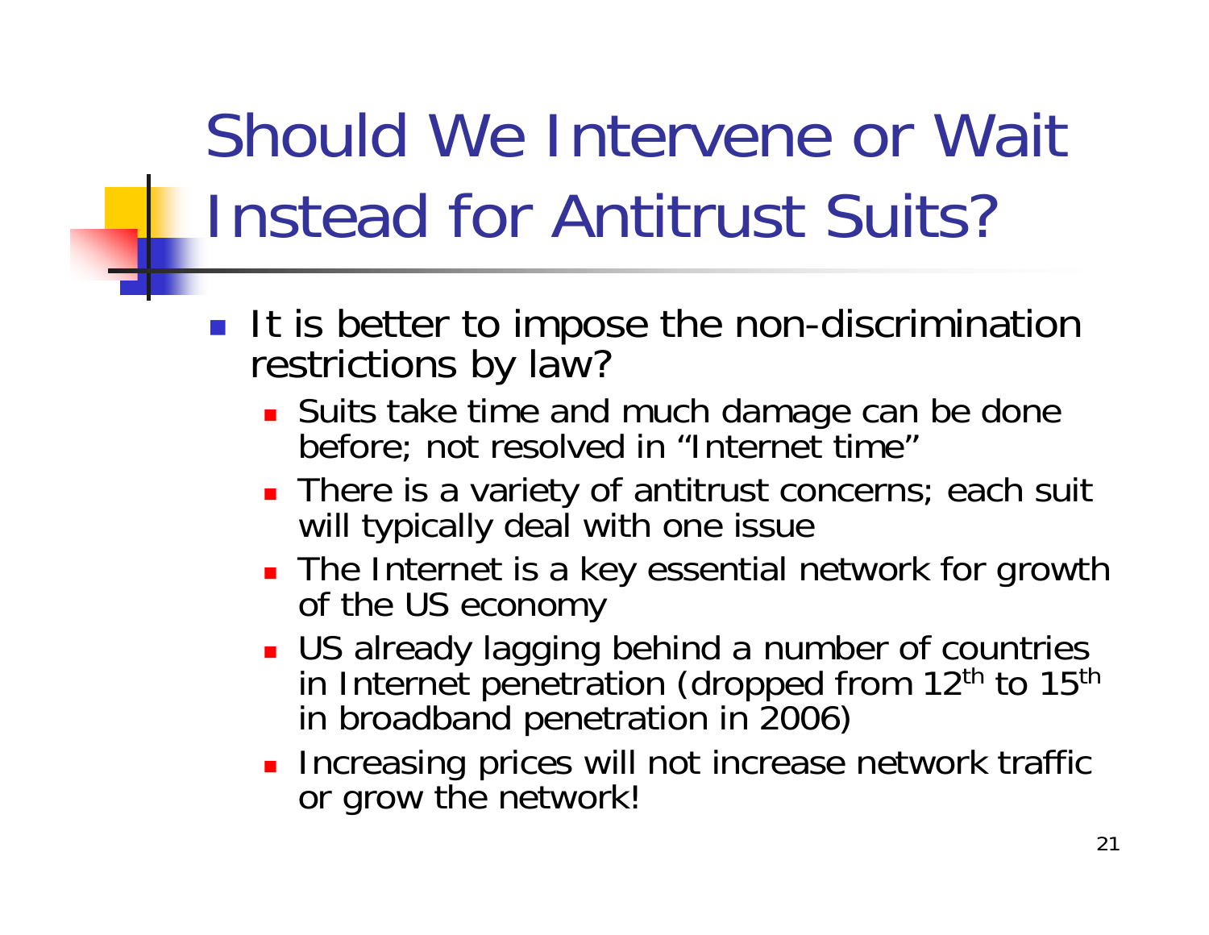# Should We Intervene or Wait Instead for Antitrust Suits?

- It is better to impose the non-discrimination restrictions by law?
  - Suits take time and much damage can be done before; not resolved in "Internet time"
  - There is a variety of antitrust concerns; each suit will typically deal with one issue
  - The Internet is a key essential network for growth of the US economy
  - US already lagging behind a number of countries in Internet penetration (dropped from $12^{th}$ to $15^{th}$ in broadband penetration in 2006)
  - Increasing prices will not increase network traffic or grow the network!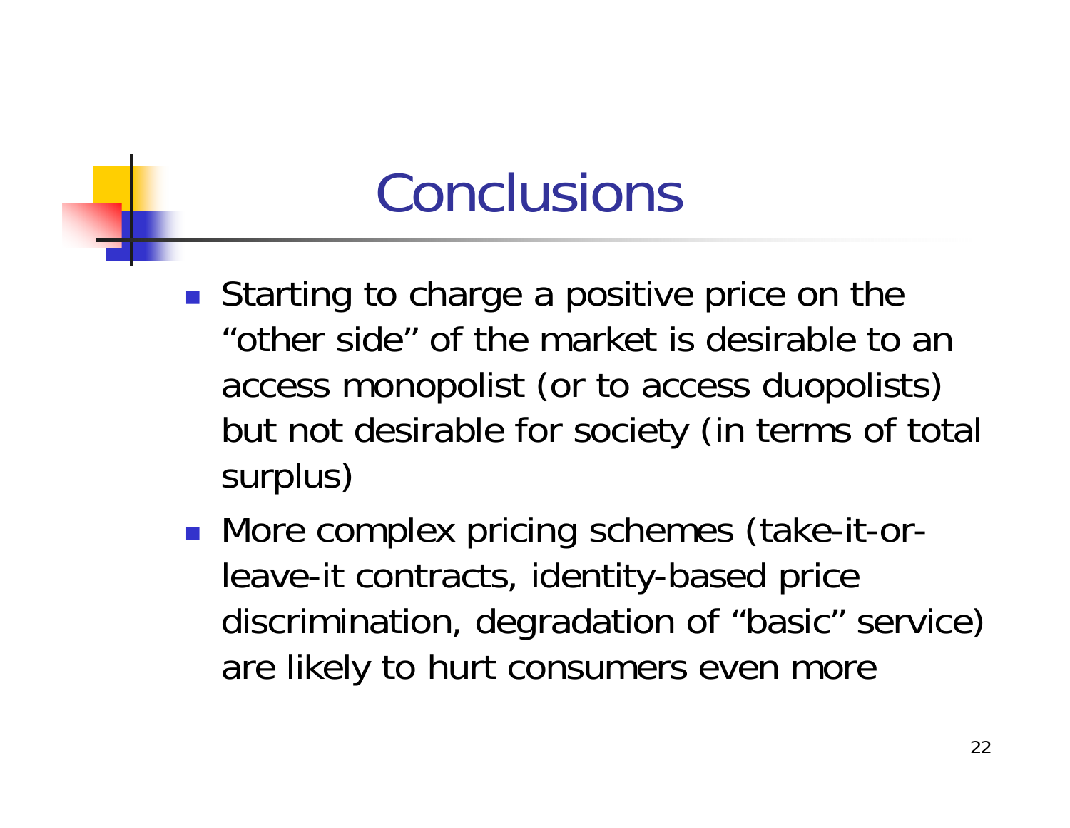# Conclusions

- Starting to charge a positive price on the "other side" of the market is desirable to an access monopolist (or to access duopolists) but not desirable for society (in terms of total surplus)
- More complex pricing schemes (take-it-or-leave-it contracts, identity-based price discrimination, degradation of "basic" service) are likely to hurt consumers even more